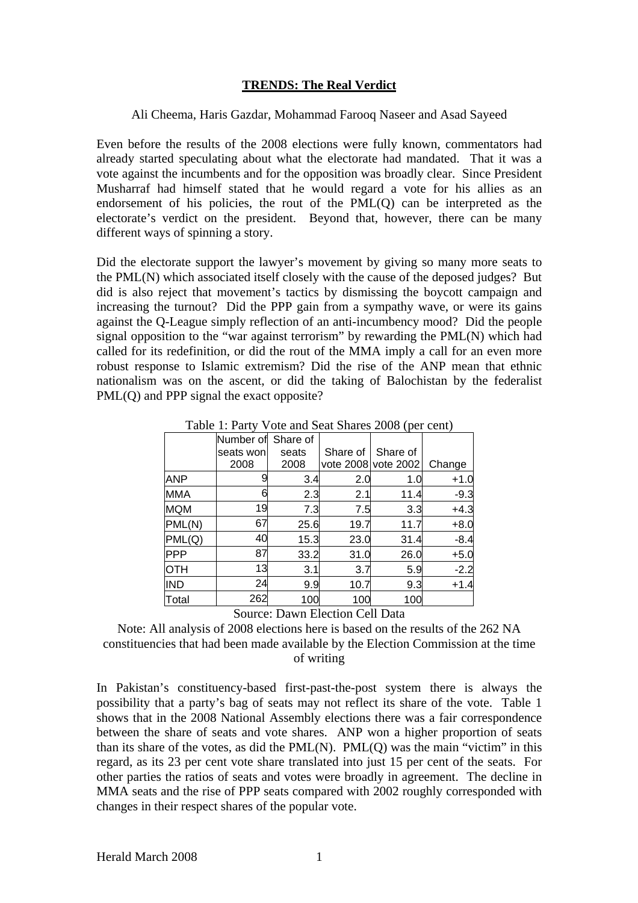# TRENDS: The Real Verdict

Ali Cheema, Haris Gazdar, Mohammad Farooq Naseer and Asad Sayeed

Even before the results of the 2008 elections were fully known, commentators had already started speculating about what the electorate had mandated. That it was a vote against the incumbents and for the opposition was broadly clear. Since President Musharraf had himself stated that he would regard a vote for his allies as an endorsement of his policies, the rout of the PML(Q) can be interpreted as the electorate's verdict on the president. Beyond that, however, there can be many different ways of spinning a story.

Did the electorate support the lawyer's movement by giving so many more seats to the PML(N) which associated itself closely with the cause of the deposed judges? But did is also reject that movement's tactics by dismissing the boycott campaign and increasing the turnout? Did the PPP gain from a sympathy wave, or were its gains against the Q-League simply reflection of an anti-incumbency mood? Did the people signal opposition to the "war against terrorism" by rewarding the PML(N) which had called for its redefinition, or did the rout of the MMA imply a call for an even more robust response to Islamic extremism? Did the rise of the ANP mean that ethnic nationalism was on the ascent, or did the taking of Balochistan by the federalist PML(Q) and PPP signal the exact opposite?

Table 1: Party Vote and Seat Shares 2008 (per cent)

| | Number of seats won 2008 | Share of seats 2008 | Share of vote 2008 | Share of vote 2002 | Change |
|---|---|---|---|---|---|
| ANP | 9 | 3.4 | 2.0 | 1.0 | +1.0 |
| MMA | 6 | 2.3 | 2.1 | 11.4 | -9.3 |
| MQM | 19 | 7.3 | 7.5 | 3.3 | +4.3 |
| PML(N) | 67 | 25.6 | 19.7 | 11.7 | +8.0 |
| PML(Q) | 40 | 15.3 | 23.0 | 31.4 | -8.4 |
| PPP | 87 | 33.2 | 31.0 | 26.0 | +5.0 |
| OTH | 13 | 3.1 | 3.7 | 5.9 | -2.2 |
| IND | 24 | 9.9 | 10.7 | 9.3 | +1.4 |
| Total | 262 | 100 | 100 | 100 | |

Source: Dawn Election Cell Data

Note: All analysis of 2008 elections here is based on the results of the 262 NA constituencies that had been made available by the Election Commission at the time of writing

In Pakistan's constituency-based first-past-the-post system there is always the possibility that a party's bag of seats may not reflect its share of the vote. Table 1 shows that in the 2008 National Assembly elections there was a fair correspondence between the share of seats and vote shares. ANP won a higher proportion of seats than its share of the votes, as did the PML(N). PML(Q) was the main "victim" in this regard, as its 23 per cent vote share translated into just 15 per cent of the seats. For other parties the ratios of seats and votes were broadly in agreement. The decline in MMA seats and the rise of PPP seats compared with 2002 roughly corresponded with changes in their respect shares of the popular vote.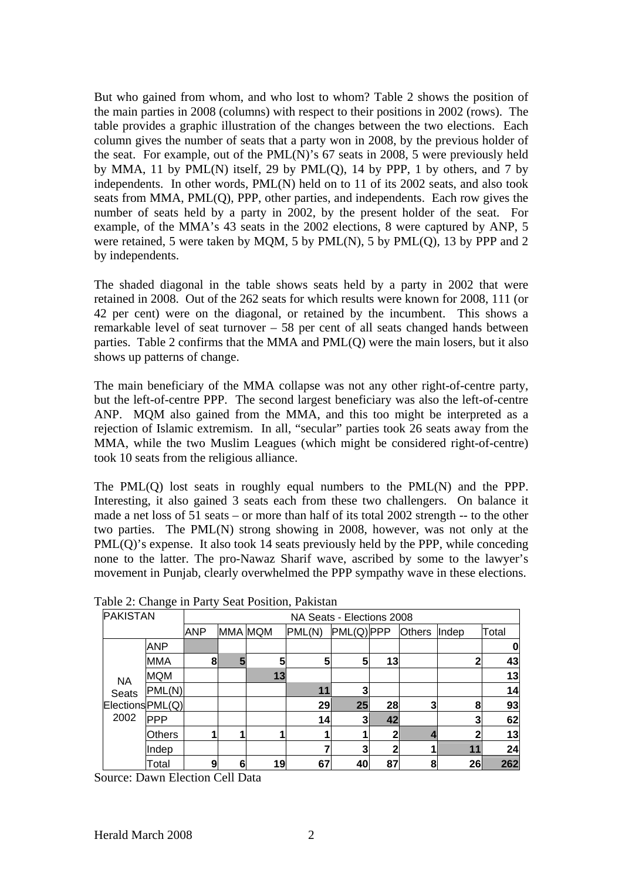But who gained from whom, and who lost to whom? Table 2 shows the position of the main parties in 2008 (columns) with respect to their positions in 2002 (rows). The table provides a graphic illustration of the changes between the two elections. Each column gives the number of seats that a party won in 2008, by the previous holder of the seat. For example, out of the PML(N)'s 67 seats in 2008, 5 were previously held by MMA, 11 by PML(N) itself, 29 by PML(Q), 14 by PPP, 1 by others, and 7 by independents. In other words, PML(N) held on to 11 of its 2002 seats, and also took seats from MMA, PML(Q), PPP, other parties, and independents. Each row gives the number of seats held by a party in 2002, by the present holder of the seat. For example, of the MMA's 43 seats in the 2002 elections, 8 were captured by ANP, 5 were retained, 5 were taken by MQM, 5 by PML(N), 5 by PML(Q), 13 by PPP and 2 by independents.

The shaded diagonal in the table shows seats held by a party in 2002 that were retained in 2008. Out of the 262 seats for which results were known for 2008, 111 (or 42 per cent) were on the diagonal, or retained by the incumbent. This shows a remarkable level of seat turnover – 58 per cent of all seats changed hands between parties. Table 2 confirms that the MMA and PML(Q) were the main losers, but it also shows up patterns of change.

The main beneficiary of the MMA collapse was not any other right-of-centre party, but the left-of-centre PPP. The second largest beneficiary was also the left-of-centre ANP. MQM also gained from the MMA, and this too might be interpreted as a rejection of Islamic extremism. In all, "secular" parties took 26 seats away from the MMA, while the two Muslim Leagues (which might be considered right-of-centre) took 10 seats from the religious alliance.

The PML(Q) lost seats in roughly equal numbers to the PML(N) and the PPP. Interesting, it also gained 3 seats each from these two challengers. On balance it made a net loss of 51 seats – or more than half of its total 2002 strength -- to the other two parties. The PML(N) strong showing in 2008, however, was not only at the PML(Q)'s expense. It also took 14 seats previously held by the PPP, while conceding none to the latter. The pro-Nawaz Sharif wave, ascribed by some to the lawyer's movement in Punjab, clearly overwhelmed the PPP sympathy wave in these elections.

Table 2: Change in Party Seat Position, Pakistan

| PAKISTAN | | NA Seats - Elections 2008 | | | | | | | | |
|---|---|---|---|---|---|---|---|---|---|---|
| | | ANP | MMA | MQM | PML(N) | PML(Q) | PPP | Others | Indep | Total |
| NA Seats Elections 2002 | ANP | | | | | | | | | 0 |
| | MMA | 8 | 5 | 5 | 5 | 5 | 13 | | 2 | 43 |
| | MQM | | | 13 | | | | | | 13 |
| | PML(N) | | | | 11 | 3 | | | | 14 |
| | PML(Q) | | | | 29 | 25 | 28 | 3 | 8 | 93 |
| | PPP | | | | 14 | 3 | 42 | | 3 | 62 |
| | Others | 1 | 1 | 1 | 1 | 1 | 2 | 4 | 2 | 13 |
| | Indep | | | | 7 | 3 | 2 | 1 | 11 | 24 |
| | Total | 9 | 6 | 19 | 67 | 40 | 87 | 8 | 26 | 262 |

Source: Dawn Election Cell Data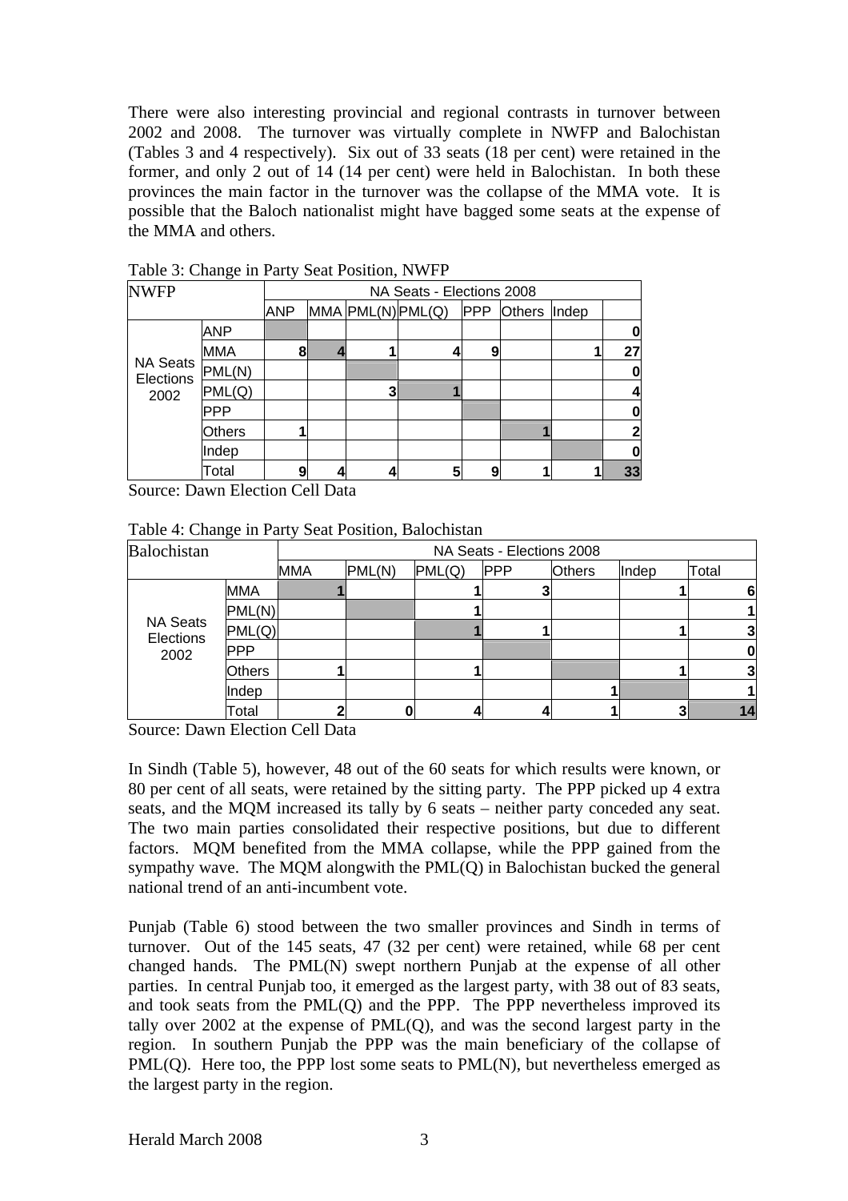There were also interesting provincial and regional contrasts in turnover between 2002 and 2008. The turnover was virtually complete in NWFP and Balochistan (Tables 3 and 4 respectively). Six out of 33 seats (18 per cent) were retained in the former, and only 2 out of 14 (14 per cent) were held in Balochistan. In both these provinces the main factor in the turnover was the collapse of the MMA vote. It is possible that the Baloch nationalist might have bagged some seats at the expense of the MMA and others.

Table 3: Change in Party Seat Position, NWFP

| NWFP | | NA Seats - Elections 2008 | | | | | | | |
|---|---|---|---|---|---|---|---|---|---|
| | | ANP | MMA | PML(N) | PML(Q) | PPP | Others | Indep | |
| NA Seats Elections 2002 | ANP | | | | | | | | 0 |
| | MMA | 8 | 4 | 1 | 4 | 9 | | 1 | 27 |
| | PML(N) | | | | | | | | 0 |
| | PML(Q) | | | 3 | 1 | | | | 4 |
| | PPP | | | | | | | | 0 |
| | Others | 1 | | | | | 1 | | 2 |
| | Indep | | | | | | | | 0 |
| | Total | 9 | 4 | 4 | 5 | 9 | 1 | 1 | 33 |

Source: Dawn Election Cell Data

Table 4: Change in Party Seat Position, Balochistan

| Balochistan | | NA Seats - Elections 2008 | | | | | | |
|---|---|---|---|---|---|---|---|---|
| | | MMA | PML(N) | PML(Q) | PPP | Others | Indep | Total |
| NA Seats Elections 2002 | MMA | 1 | | 1 | 3 | | 1 | 6 |
| | PML(N) | | | 1 | | | | 1 |
| | PML(Q) | | | 1 | 1 | | 1 | 3 |
| | PPP | | | | | | | 0 |
| | Others | 1 | | 1 | | | 1 | 3 |
| | Indep | | | | | 1 | | 1 |
| | Total | 2 | 0 | 4 | 4 | 1 | 3 | 14 |

Source: Dawn Election Cell Data

In Sindh (Table 5), however, 48 out of the 60 seats for which results were known, or 80 per cent of all seats, were retained by the sitting party. The PPP picked up 4 extra seats, and the MQM increased its tally by 6 seats – neither party conceded any seat. The two main parties consolidated their respective positions, but due to different factors. MQM benefited from the MMA collapse, while the PPP gained from the sympathy wave. The MQM alongwith the PML(Q) in Balochistan bucked the general national trend of an anti-incumbent vote.

Punjab (Table 6) stood between the two smaller provinces and Sindh in terms of turnover. Out of the 145 seats, 47 (32 per cent) were retained, while 68 per cent changed hands. The PML(N) swept northern Punjab at the expense of all other parties. In central Punjab too, it emerged as the largest party, with 38 out of 83 seats, and took seats from the PML(Q) and the PPP. The PPP nevertheless improved its tally over 2002 at the expense of PML(Q), and was the second largest party in the region. In southern Punjab the PPP was the main beneficiary of the collapse of PML(Q). Here too, the PPP lost some seats to PML(N), but nevertheless emerged as the largest party in the region.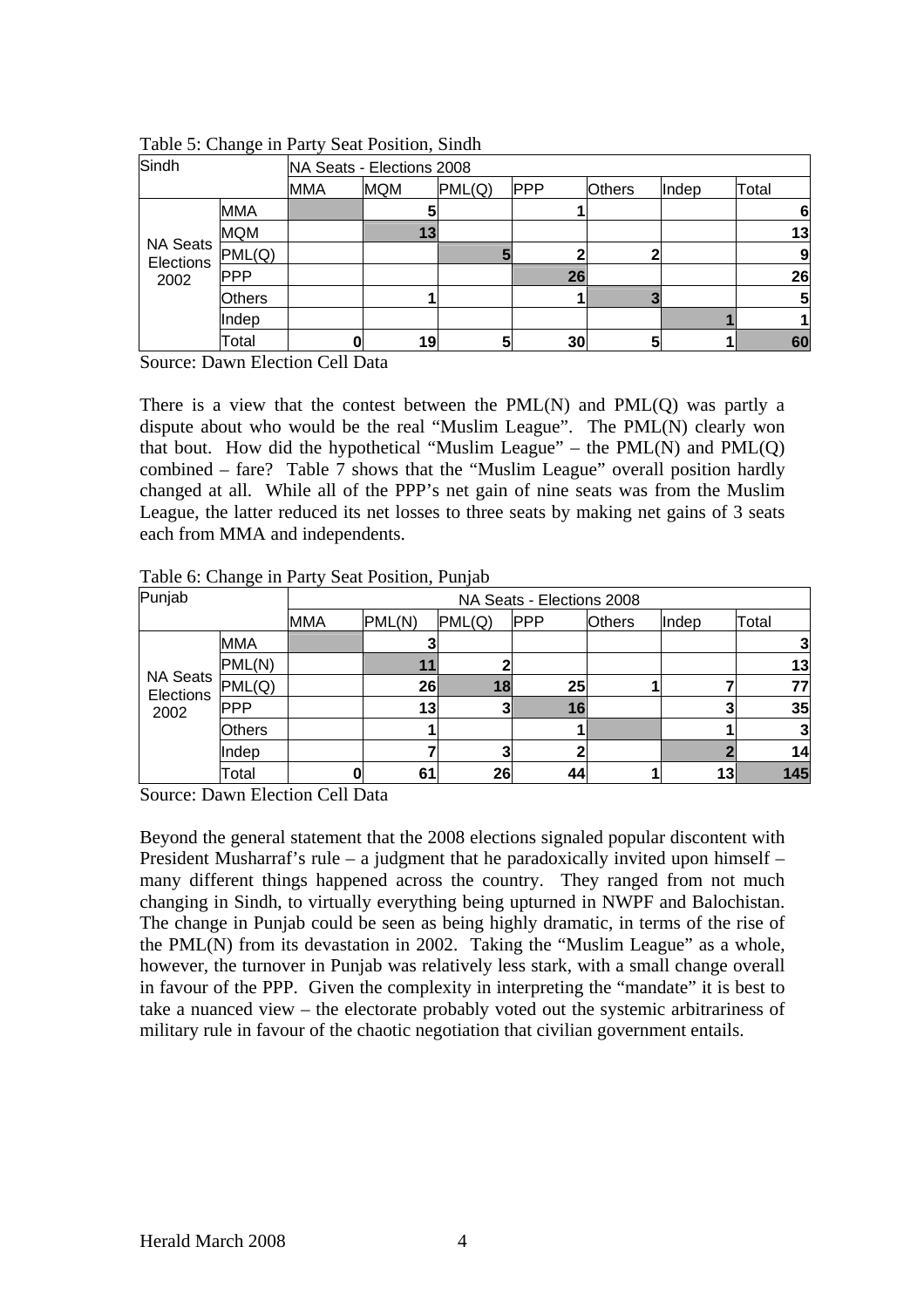Table 5: Change in Party Seat Position, Sindh

| Sindh | | NA Seats - Elections 2008 | | | | | | |
|---|---|---|---|---|---|---|---|---|
| | | MMA | MQM | PML(Q) | PPP | Others | Indep | Total |
| NA Seats Elections 2002 | MMA | | 5 | | 1 | | | 6 |
| | MQM | | 13 | | | | | 13 |
| | PML(Q) | | | 5 | 2 | 2 | | 9 |
| | PPP | | | | 26 | | | 26 |
| | Others | | 1 | | 1 | 3 | | 5 |
| | Indep | | | | | | 1 | 1 |
| | Total | 0 | 19 | 5 | 30 | 5 | 1 | 60 |

Source: Dawn Election Cell Data

There is a view that the contest between the PML(N) and PML(Q) was partly a dispute about who would be the real "Muslim League". The PML(N) clearly won that bout. How did the hypothetical "Muslim League" – the PML(N) and PML(Q) combined – fare? Table 7 shows that the "Muslim League" overall position hardly changed at all. While all of the PPP's net gain of nine seats was from the Muslim League, the latter reduced its net losses to three seats by making net gains of 3 seats each from MMA and independents.

Table 6: Change in Party Seat Position, Punjab

| Punjab | | NA Seats - Elections 2008 | | | | | | |
|---|---|---|---|---|---|---|---|---|
| | | MMA | PML(N) | PML(Q) | PPP | Others | Indep | Total |
| NA Seats Elections 2002 | MMA | | 3 | | | | | 3 |
| | PML(N) | | 11 | 2 | | | | 13 |
| | PML(Q) | | 26 | 18 | 25 | 1 | 7 | 77 |
| | PPP | | 13 | 3 | 16 | | 3 | 35 |
| | Others | | 1 | | 1 | | 1 | 3 |
| | Indep | | 7 | 3 | 2 | | 2 | 14 |
| | Total | 0 | 61 | 26 | 44 | 1 | 13 | 145 |

Source: Dawn Election Cell Data

Beyond the general statement that the 2008 elections signaled popular discontent with President Musharraf's rule – a judgment that he paradoxically invited upon himself – many different things happened across the country. They ranged from not much changing in Sindh, to virtually everything being upturned in NWPF and Balochistan. The change in Punjab could be seen as being highly dramatic, in terms of the rise of the PML(N) from its devastation in 2002. Taking the "Muslim League" as a whole, however, the turnover in Punjab was relatively less stark, with a small change overall in favour of the PPP. Given the complexity in interpreting the "mandate" it is best to take a nuanced view – the electorate probably voted out the systemic arbitrariness of military rule in favour of the chaotic negotiation that civilian government entails.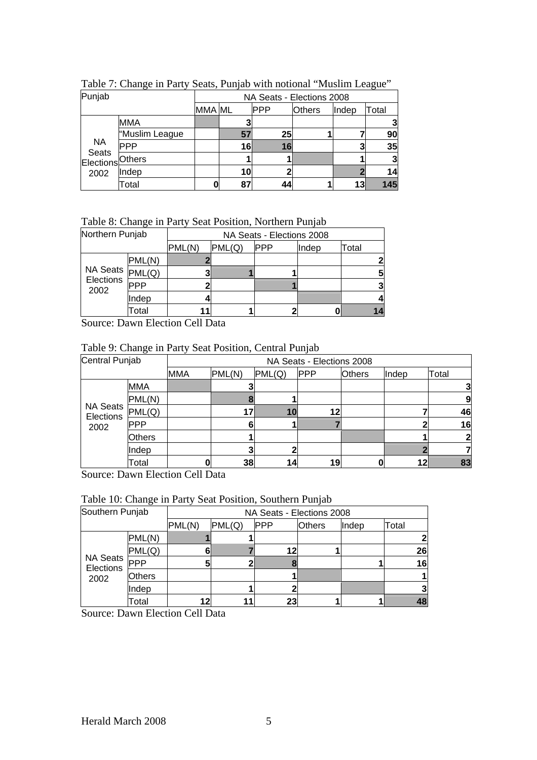Table 7: Change in Party Seats, Punjab with notional "Muslim League"

| Punjab | | NA Seats - Elections 2008 | | | | | |
|---|---|---|---|---|---|---|---|
| | | MMA | ML | PPP | Others | Indep | Total |
| NA Seats Elections 2002 | MMA | | 3 | | | | 3 |
| | "Muslim League | | 57 | 25 | 1 | 7 | 90 |
| | PPP | | 16 | 16 | | 3 | 35 |
| | Others | | 1 | 1 | | 1 | 3 |
| | Indep | | 10 | 2 | | 2 | 14 |
| | Total | 0 | 87 | 44 | 1 | 13 | 145 |

Table 8: Change in Party Seat Position, Northern Punjab

| Northern Punjab | | NA Seats - Elections 2008 | | | | |
|---|---|---|---|---|---|---|
| | | PML(N) | PML(Q) | PPP | Indep | Total |
| NA Seats Elections 2002 | PML(N) | 2 | | | | 2 |
| | PML(Q) | 3 | 1 | 1 | | 5 |
| | PPP | 2 | | 1 | | 3 |
| | Indep | 4 | | | | 4 |
| | Total | 11 | 1 | 2 | 0 | 14 |

Source: Dawn Election Cell Data

Table 9: Change in Party Seat Position, Central Punjab

| Central Punjab | | NA Seats - Elections 2008 | | | | | | |
|---|---|---|---|---|---|---|---|---|
| | | MMA | PML(N) | PML(Q) | PPP | Others | Indep | Total |
| NA Seats Elections 2002 | MMA | | 3 | | | | | 3 |
| | PML(N) | | 8 | 1 | | | | 9 |
| | PML(Q) | | 17 | 10 | 12 | | 7 | 46 |
| | PPP | | 6 | 1 | 7 | | 2 | 16 |
| | Others | | 1 | | | | 1 | 2 |
| | Indep | | 3 | 2 | | | 2 | 7 |
| | Total | 0 | 38 | 14 | 19 | 0 | 12 | 83 |

Source: Dawn Election Cell Data

Table 10: Change in Party Seat Position, Southern Punjab

| Southern Punjab | | NA Seats - Elections 2008 | | | | | |
|---|---|---|---|---|---|---|---|
| | | PML(N) | PML(Q) | PPP | Others | Indep | Total |
| NA Seats Elections 2002 | PML(N) | 1 | 1 | | | | 2 |
| | PML(Q) | 6 | 7 | 12 | 1 | | 26 |
| | PPP | 5 | 2 | 8 | | 1 | 16 |
| | Others | | | 1 | | | 1 |
| | Indep | | 1 | 2 | | | 3 |
| | Total | 12 | 11 | 23 | 1 | 1 | 48 |

Source: Dawn Election Cell Data